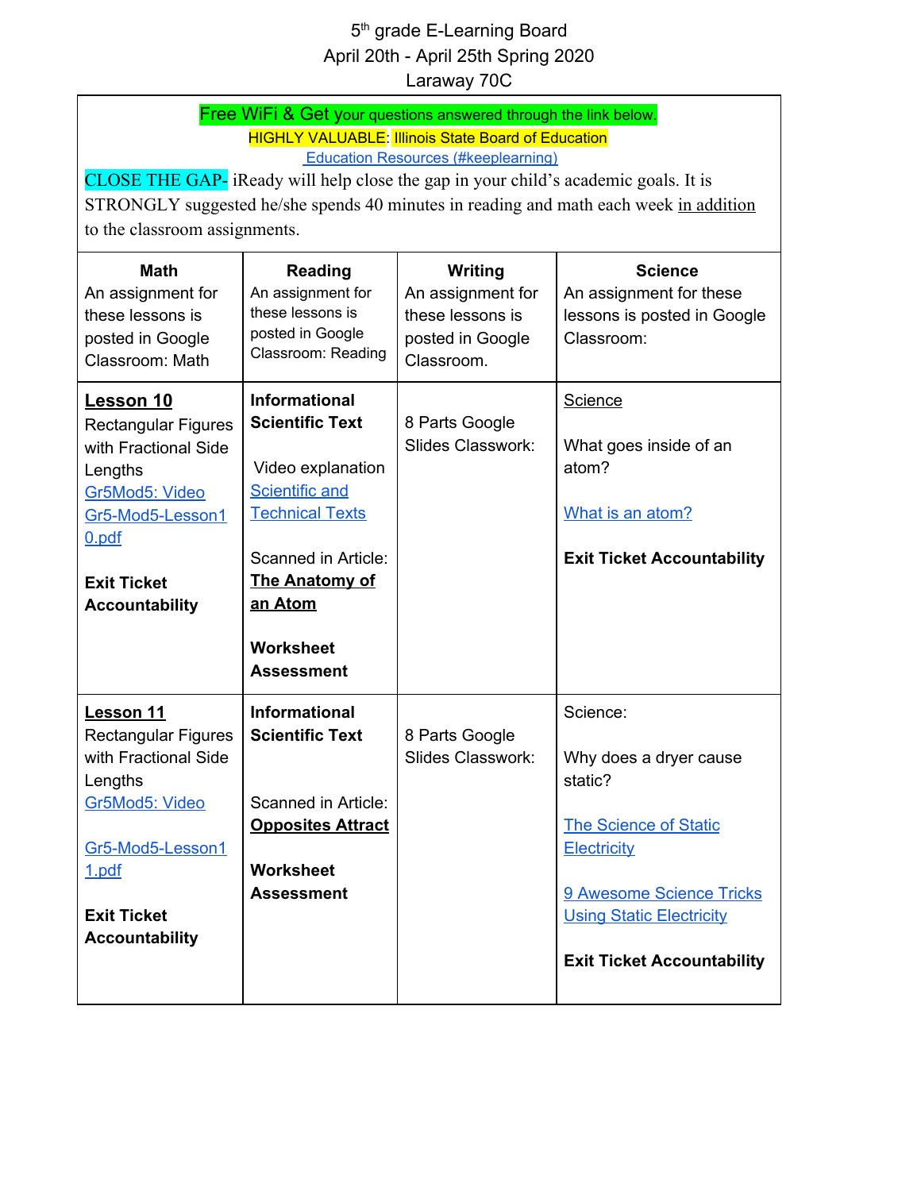5th grade E-Learning Board
April 20th - April 25th Spring 2020
Laraway 70C

Free WiFi & Get your questions answered through the link below.
HIGHLY VALUABLE: Illinois State Board of Education
Education Resources (#keeplearning)
CLOSE THE GAP- iReady will help close the gap in your child's academic goals. It is STRONGLY suggested he/she spends 40 minutes in reading and math each week in addition to the classroom assignments.

| **Math**<br>An assignment for these lessons is posted in Google Classroom: Math | **Reading**<br>An assignment for these lessons is posted in Google Classroom: Reading | **Writing**<br>An assignment for these lessons is posted in Google Classroom. | **Science**<br>An assignment for these lessons is posted in Google Classroom: |
|---|---|---|---|
| **Lesson 10**<br>Rectangular Figures with Fractional Side Lengths<br>Gr5Mod5: Video<br>Gr5-Mod5-Lesson10.pdf<br><br>**Exit Ticket Accountability** | **Informational Scientific Text**<br><br>Video explanation<br>Scientific and Technical Texts<br><br>Scanned in Article:<br>**The Anatomy of an Atom**<br><br>**Worksheet Assessment** | 8 Parts Google Slides Classwork: | Science<br><br>What goes inside of an atom?<br><br>What is an atom?<br><br>**Exit Ticket Accountability** |
| **Lesson 11**<br>Rectangular Figures with Fractional Side Lengths<br>Gr5Mod5: Video<br><br>Gr5-Mod5-Lesson11.pdf<br><br>**Exit Ticket Accountability** | **Informational Scientific Text**<br><br>Scanned in Article:<br>**Opposites Attract**<br><br>**Worksheet Assessment** | 8 Parts Google Slides Classwork: | Science:<br><br>Why does a dryer cause static?<br><br>The Science of Static Electricity<br><br>9 Awesome Science Tricks Using Static Electricity<br><br>**Exit Ticket Accountability** |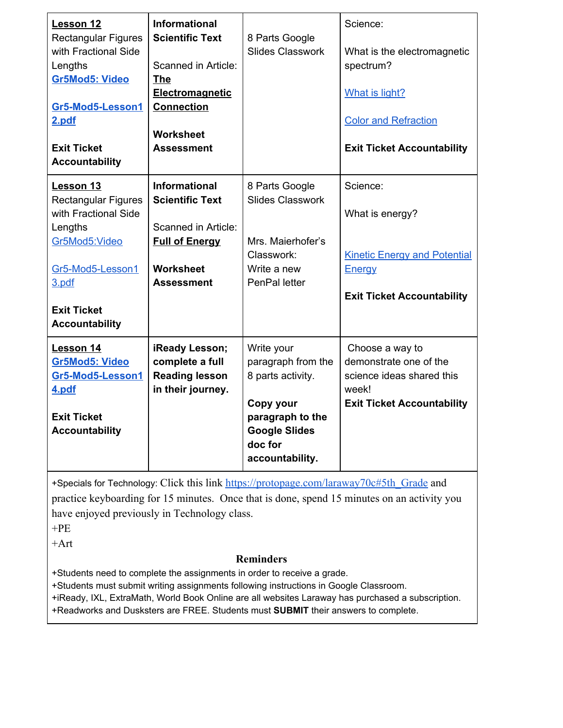| | | | |
|---|---|---|---|
| **Lesson 12**<br>Rectangular Figures with Fractional Side Lengths<br>**Gr5Mod5: Video**<br><br>**Gr5-Mod5-Lesson12.pdf**<br><br>**Exit Ticket Accountability** | **Informational Scientific Text**<br><br>Scanned in Article: **The Electromagnetic Connection**<br><br>**Worksheet Assessment** | 8 Parts Google Slides Classwork | Science:<br><br>What is the electromagnetic spectrum?<br><br>What is light?<br><br>Color and Refraction<br><br>**Exit Ticket Accountability** |
| **Lesson 13**<br>Rectangular Figures with Fractional Side Lengths<br>Gr5Mod5:Video<br><br>Gr5-Mod5-Lesson13.pdf<br><br>**Exit Ticket Accountability** | **Informational Scientific Text**<br><br>Scanned in Article: **Full of Energy**<br><br>**Worksheet Assessment** | 8 Parts Google Slides Classwork<br><br>Mrs. Maierhofer's Classwork: Write a new PenPal letter | Science:<br><br>What is energy?<br><br>Kinetic Energy and Potential Energy<br><br>**Exit Ticket Accountability** |
| **Lesson 14**<br>**Gr5Mod5: Video**<br>**Gr5-Mod5-Lesson14.pdf**<br><br>**Exit Ticket Accountability** | **iReady Lesson; complete a full Reading lesson in their journey.** | Write your paragraph from the 8 parts activity.<br><br>**Copy your paragraph to the Google Slides doc for accountability.** | Choose a way to demonstrate one of the science ideas shared this week!<br>**Exit Ticket Accountability** |

+Specials for Technology: Click this link https://protopage.com/laraway70c#5th_Grade and practice keyboarding for 15 minutes. Once that is done, spend 15 minutes on an activity you have enjoyed previously in Technology class.
+PE
+Art

**Reminders**

+Students need to complete the assignments in order to receive a grade.
+Students must submit writing assignments following instructions in Google Classroom.
+iReady, IXL, ExtraMath, World Book Online are all websites Laraway has purchased a subscription.
+Readworks and Dusksters are FREE. Students must **SUBMIT** their answers to complete.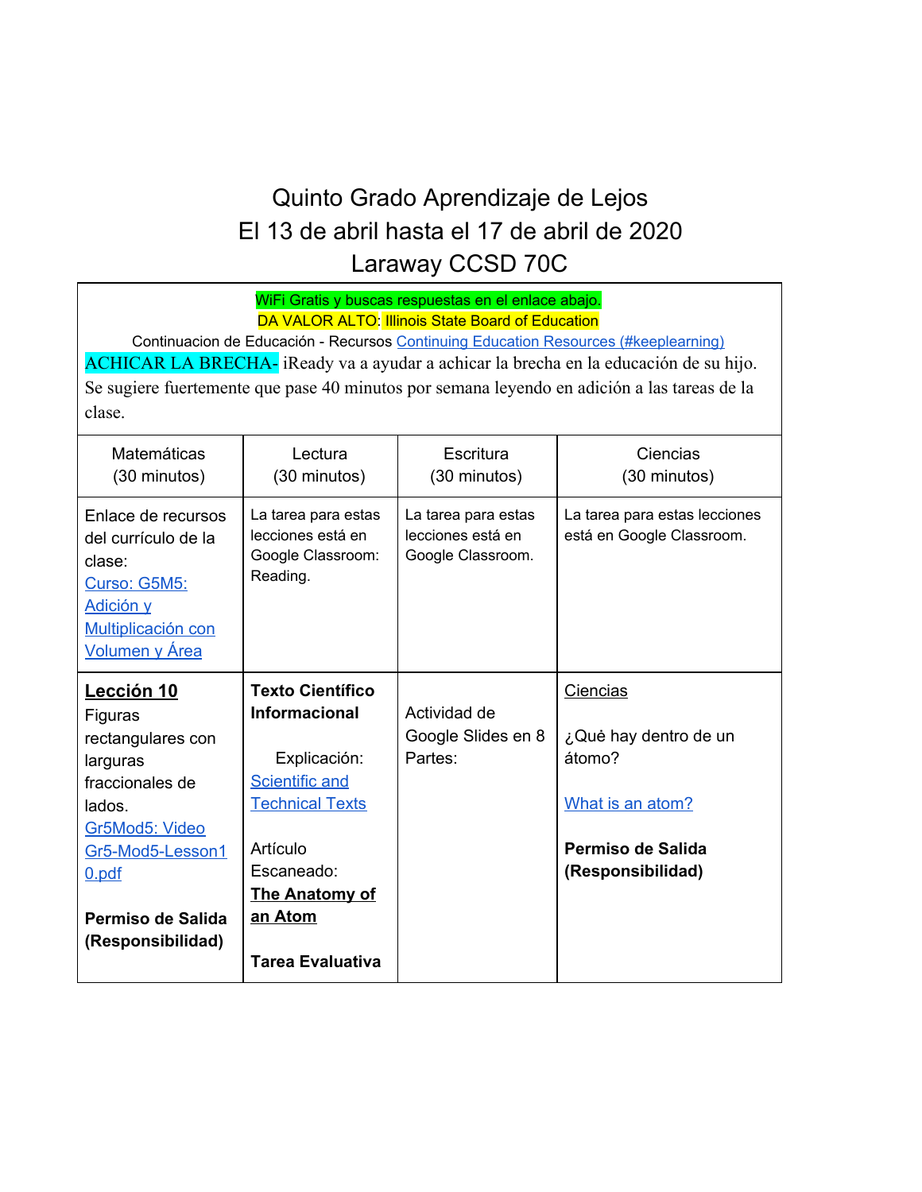# Quinto Grado Aprendizaje de Lejos
# El 13 de abril hasta el 17 de abril de 2020
# Laraway CCSD 70C

WiFi Gratis y buscas respuestas en el enlace abajo.
DA VALOR ALTO: Illinois State Board of Education
Continuacion de Educación - Recursos Continuing Education Resources (#keeplearning)
ACHICAR LA BRECHA- iReady va a ayudar a achicar la brecha en la educación de su hijo. Se sugiere fuertemente que pase 40 minutos por semana leyendo en adición a las tareas de la clase.

| Matemáticas (30 minutos) | Lectura (30 minutos) | Escritura (30 minutos) | Ciencias (30 minutos) |
| --- | --- | --- | --- |
| Enlace de recursos del currículo de la clase: Curso: G5M5: Adición y Multiplicación con Volumen y Área | La tarea para estas lecciones está en Google Classroom: Reading. | La tarea para estas lecciones está en Google Classroom. | La tarea para estas lecciones está en Google Classroom. |
| **Lección 10** Figuras rectangulares con larguras fraccionales de lados. Gr5Mod5: Video Gr5-Mod5-Lesson10.pdf **Permiso de Salida (Responsibilidad)** | **Texto Científico Informacional** Explicación: Scientific and Technical Texts Artículo Escaneado: **The Anatomy of an Atom** **Tarea Evaluativa** | Actividad de Google Slides en 8 Partes: | Ciencias ¿Qué hay dentro de un átomo? What is an atom? **Permiso de Salida (Responsibilidad)** |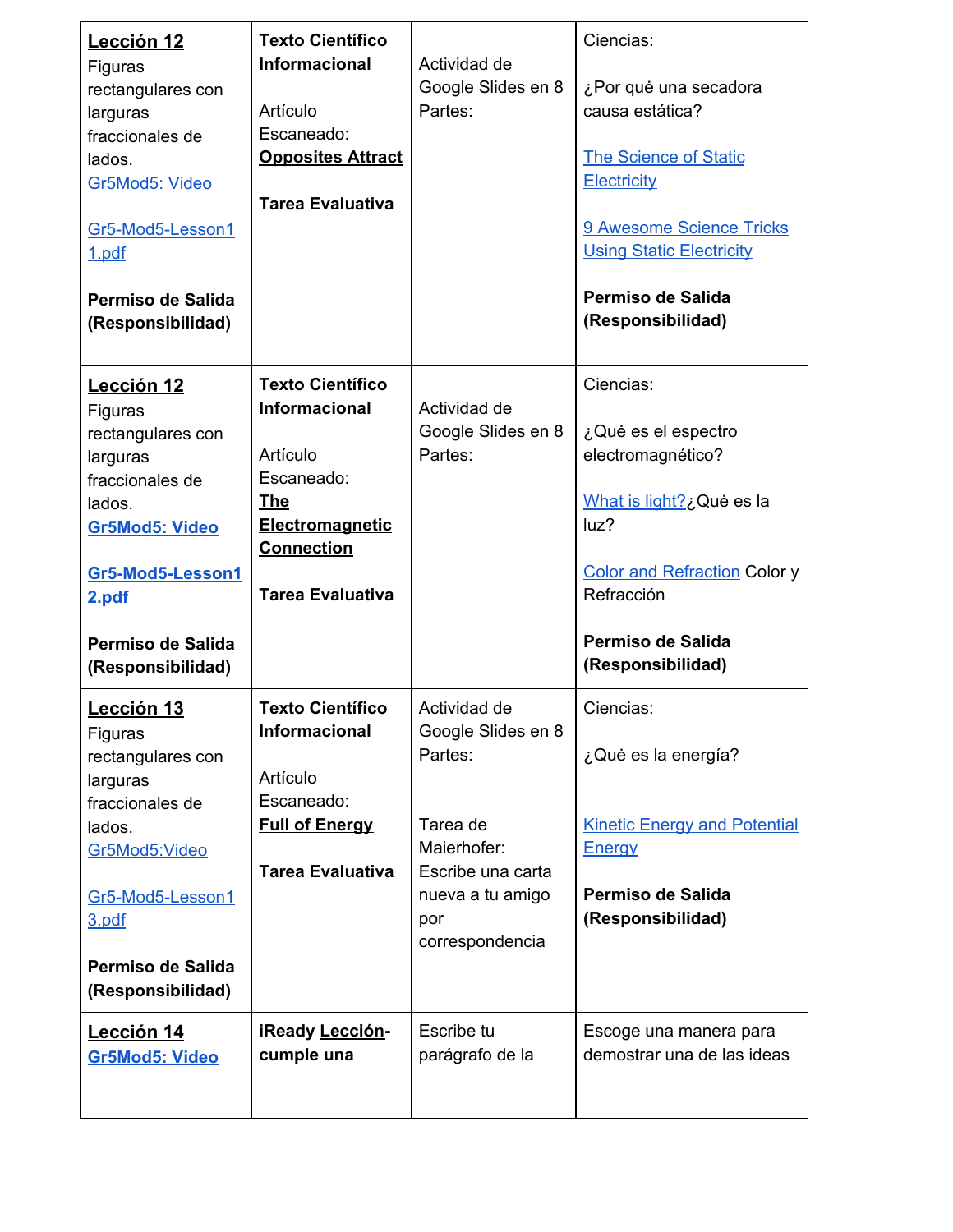| | | | |
|---|---|---|---|
| **Lección 12**<br>Figuras rectangulares con larguras fraccionales de lados.<br>Gr5Mod5: Video<br><br>Gr5-Mod5-Lesson11.pdf<br><br>**Permiso de Salida (Responsibilidad)** | **Texto Científico Informacional**<br><br>Artículo Escaneado:<br>**Opposites Attract**<br><br>**Tarea Evaluativa** | Actividad de Google Slides en 8 Partes: | Ciencias:<br><br>¿Por qué una secadora causa estática?<br><br>The Science of Static Electricity<br><br>9 Awesome Science Tricks Using Static Electricity<br><br>**Permiso de Salida (Responsibilidad)** |
| **Lección 12**<br>Figuras rectangulares con larguras fraccionales de lados.<br>**Gr5Mod5: Video**<br><br>**Gr5-Mod5-Lesson12.pdf**<br><br>**Permiso de Salida (Responsibilidad)** | **Texto Científico Informacional**<br><br>Artículo Escaneado:<br>**The Electromagnetic Connection**<br><br>**Tarea Evaluativa** | Actividad de Google Slides en 8 Partes: | Ciencias:<br><br>¿Qué es el espectro electromagnético?<br><br>What is light?¿Qué es la luz?<br><br>Color and Refraction Color y Refracción<br><br>**Permiso de Salida (Responsibilidad)** |
| **Lección 13**<br>Figuras rectangulares con larguras fraccionales de lados.<br>Gr5Mod5:Video<br><br>Gr5-Mod5-Lesson13.pdf<br><br>**Permiso de Salida (Responsibilidad)** | **Texto Científico Informacional**<br><br>Artículo Escaneado:<br>**Full of Energy**<br><br>**Tarea Evaluativa** | Actividad de Google Slides en 8 Partes:<br><br>Tarea de Maierhofer: Escribe una carta nueva a tu amigo por correspondencia | Ciencias:<br><br>¿Qué es la energía?<br><br>Kinetic Energy and Potential Energy<br><br>**Permiso de Salida (Responsibilidad)** |
| **Lección 14**<br>**Gr5Mod5: Video** | **iReady Lección- cumple una** | Escribe tu parágrafo de la | Escoge una manera para demostrar una de las ideas |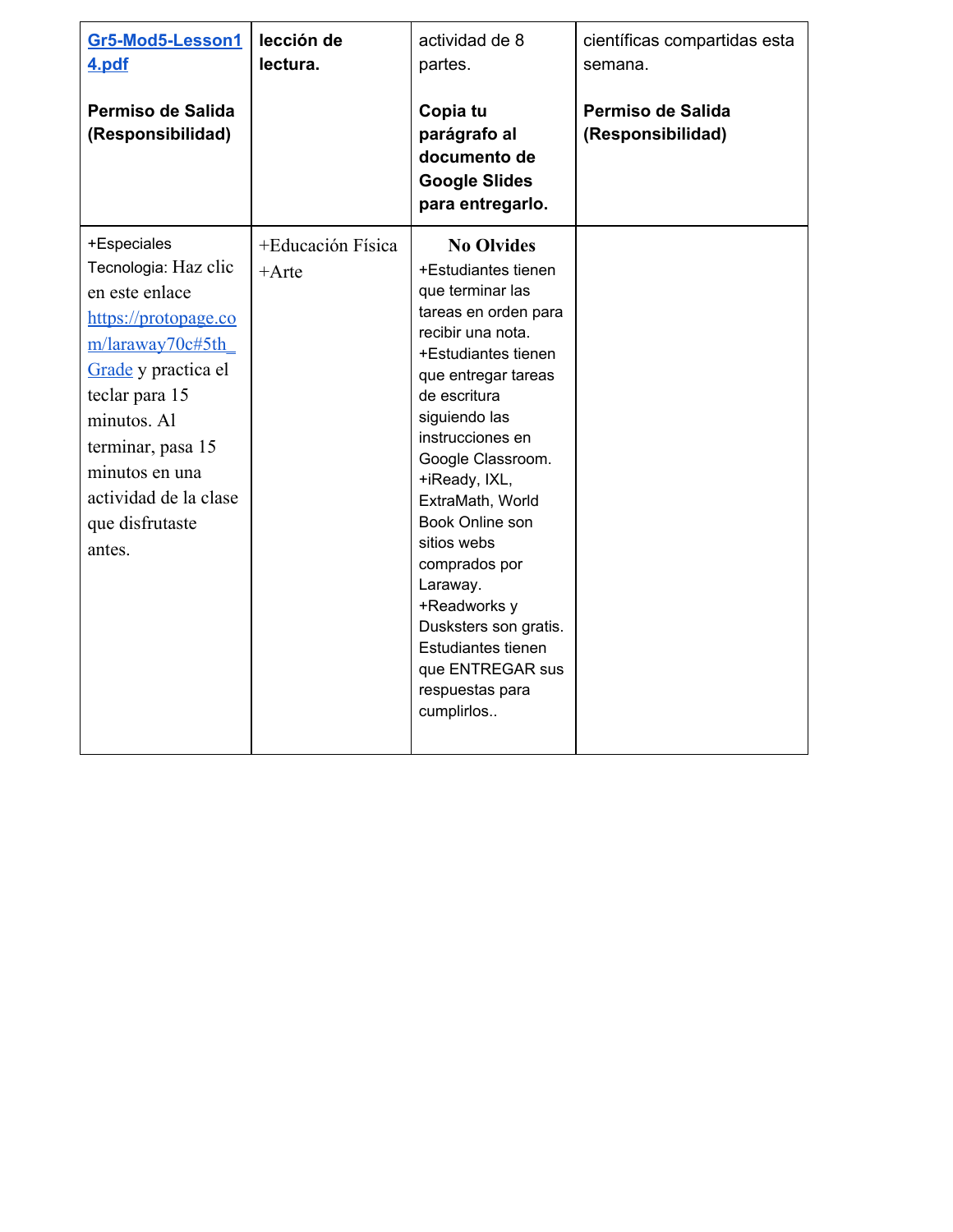| | | | |
|---|---|---|---|
| **Gr5-Mod5-Lesson14.pdf**<br><br>**Permiso de Salida (Responsibilidad)** | **lección de lectura.** | actividad de 8 partes.<br><br>**Copia tu parágrafo al documento de Google Slides para entregarlo.** | científicas compartidas esta semana.<br><br>**Permiso de Salida (Responsibilidad)** |
| +Especiales<br>Tecnologia: Haz clic en este enlace https://protopage.com/laraway70c#5th_Grade y practica el teclar para 15 minutos. Al terminar, pasa 15 minutos en una actividad de la clase que disfrutaste antes. | +Educación Física<br>+Arte | **No Olvides**<br>+Estudiantes tienen que terminar las tareas en orden para recibir una nota.<br>+Estudiantes tienen que entregar tareas de escritura siguiendo las instrucciones en Google Classroom.<br>+iReady, IXL, ExtraMath, World Book Online son sitios webs comprados por Laraway.<br>+Readworks y Dusksters son gratis. Estudiantes tienen que ENTREGAR sus respuestas para cumplirlos.. | |